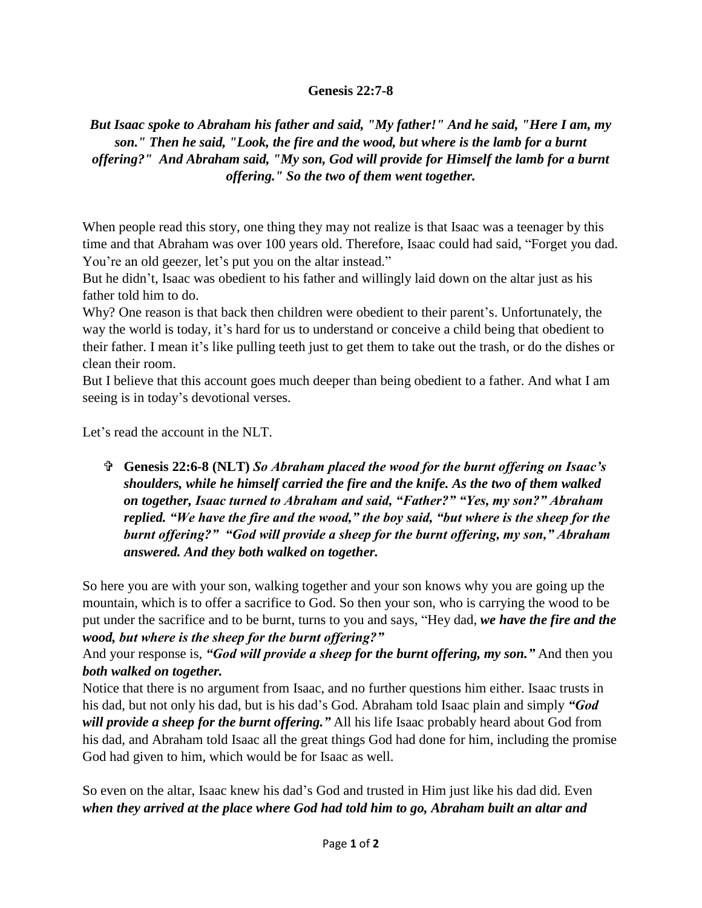**Genesis 22:7-8**

***But Isaac spoke to Abraham his father and said, "My father!" And he said, "Here I am, my son." Then he said, "Look, the fire and the wood, but where is the lamb for a burnt offering?" And Abraham said, "My son, God will provide for Himself the lamb for a burnt offering." So the two of them went together.***

When people read this story, one thing they may not realize is that Isaac was a teenager by this time and that Abraham was over 100 years old. Therefore, Isaac could had said, "Forget you dad. You're an old geezer, let's put you on the altar instead."

But he didn't, Isaac was obedient to his father and willingly laid down on the altar just as his father told him to do.

Why? One reason is that back then children were obedient to their parent's. Unfortunately, the way the world is today, it's hard for us to understand or conceive a child being that obedient to their father. I mean it's like pulling teeth just to get them to take out the trash, or do the dishes or clean their room.

But I believe that this account goes much deeper than being obedient to a father. And what I am seeing is in today's devotional verses.

Let's read the account in the NLT.

- ✞ **Genesis 22:6-8 (NLT)** ***So Abraham placed the wood for the burnt offering on Isaac's shoulders, while he himself carried the fire and the knife. As the two of them walked on together, Isaac turned to Abraham and said, "Father?" "Yes, my son?" Abraham replied. "We have the fire and the wood," the boy said, "but where is the sheep for the burnt offering?" "God will provide a sheep for the burnt offering, my son," Abraham answered. And they both walked on together.***

So here you are with your son, walking together and your son knows why you are going up the mountain, which is to offer a sacrifice to God. So then your son, who is carrying the wood to be put under the sacrifice and to be burnt, turns to you and says, "Hey dad, ***we have the fire and the wood, but where is the sheep for the burnt offering?"***

And your response is, ***"God will provide a sheep for the burnt offering, my son."*** And then you ***both walked on together.***

Notice that there is no argument from Isaac, and no further questions him either. Isaac trusts in his dad, but not only his dad, but is his dad's God. Abraham told Isaac plain and simply ***"God will provide a sheep for the burnt offering."*** All his life Isaac probably heard about God from his dad, and Abraham told Isaac all the great things God had done for him, including the promise God had given to him, which would be for Isaac as well.

So even on the altar, Isaac knew his dad's God and trusted in Him just like his dad did. Even ***when they arrived at the place where God had told him to go, Abraham built an altar and***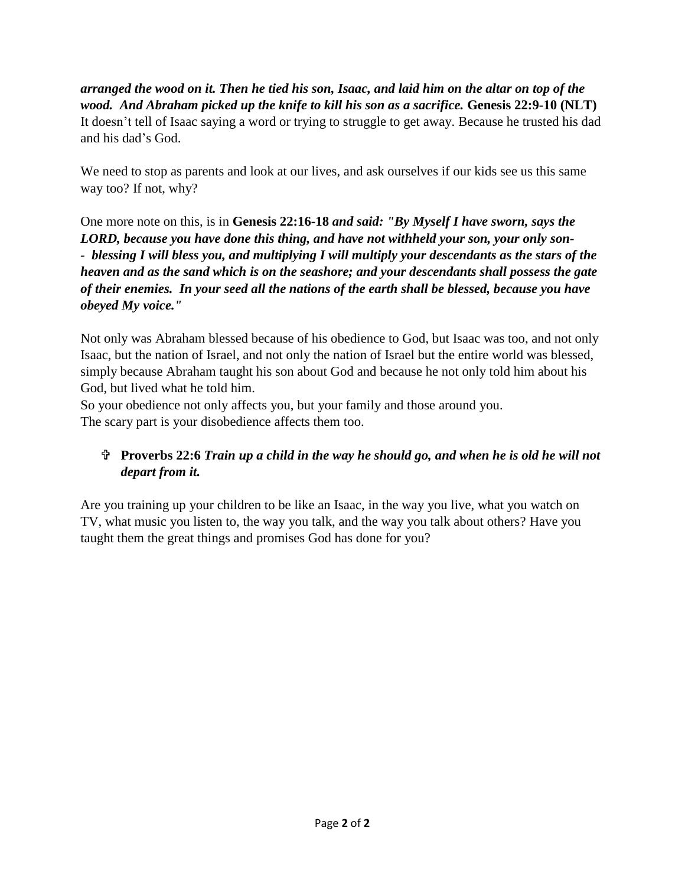***arranged the wood on it. Then he tied his son, Isaac, and laid him on the altar on top of the wood. And Abraham picked up the knife to kill his son as a sacrifice.*** **Genesis 22:9-10 (NLT)**
It doesn't tell of Isaac saying a word or trying to struggle to get away. Because he trusted his dad and his dad's God.

We need to stop as parents and look at our lives, and ask ourselves if our kids see us this same way too? If not, why?

One more note on this, is in **Genesis 22:16-18** ***and said: "By Myself I have sworn, says the LORD, because you have done this thing, and have not withheld your son, your only son-- blessing I will bless you, and multiplying I will multiply your descendants as the stars of the heaven and as the sand which is on the seashore; and your descendants shall possess the gate of their enemies. In your seed all the nations of the earth shall be blessed, because you have obeyed My voice."***

Not only was Abraham blessed because of his obedience to God, but Isaac was too, and not only Isaac, but the nation of Israel, and not only the nation of Israel but the entire world was blessed, simply because Abraham taught his son about God and because he not only told him about his God, but lived what he told him.
So your obedience not only affects you, but your family and those around you.
The scary part is your disobedience affects them too.

- **Proverbs 22:6** ***Train up a child in the way he should go, and when he is old he will not depart from it.***

Are you training up your children to be like an Isaac, in the way you live, what you watch on TV, what music you listen to, the way you talk, and the way you talk about others? Have you taught them the great things and promises God has done for you?